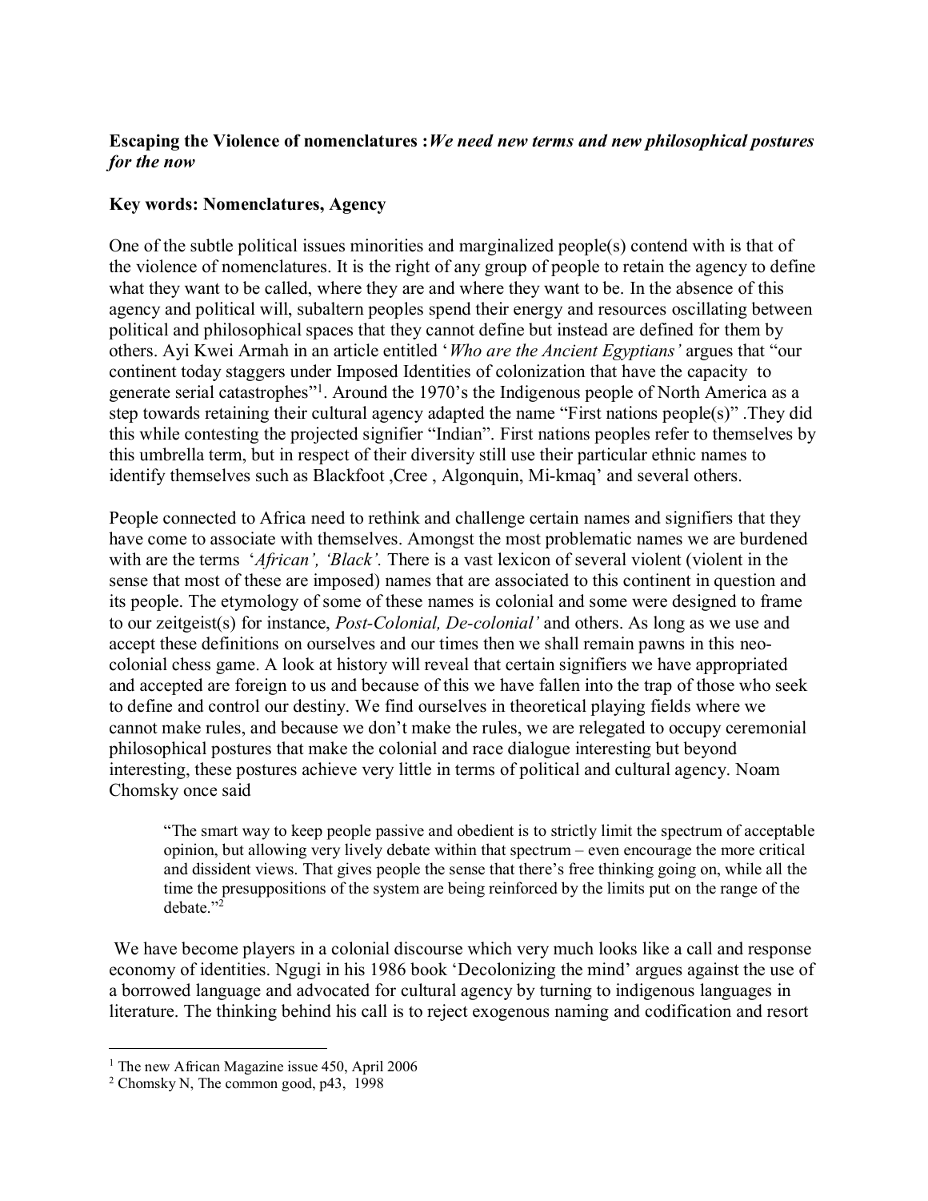**Escaping the Violence of nomenclatures :*We need new terms and new philosophical postures for the now***

**Key words: Nomenclatures, Agency**

One of the subtle political issues minorities and marginalized people(s) contend with is that of the violence of nomenclatures. It is the right of any group of people to retain the agency to define what they want to be called, where they are and where they want to be. In the absence of this agency and political will, subaltern peoples spend their energy and resources oscillating between political and philosophical spaces that they cannot define but instead are defined for them by others. Ayi Kwei Armah in an article entitled '*Who are the Ancient Egyptians'* argues that "our continent today staggers under Imposed Identities of colonization that have the capacity to generate serial catastrophes"[1]. Around the 1970's the Indigenous people of North America as a step towards retaining their cultural agency adapted the name "First nations people(s)" .They did this while contesting the projected signifier "Indian". First nations peoples refer to themselves by this umbrella term, but in respect of their diversity still use their particular ethnic names to identify themselves such as Blackfoot ,Cree , Algonquin, Mi-kmaq' and several others.

People connected to Africa need to rethink and challenge certain names and signifiers that they have come to associate with themselves. Amongst the most problematic names we are burdened with are the terms '*African', 'Black'.* There is a vast lexicon of several violent (violent in the sense that most of these are imposed) names that are associated to this continent in question and its people. The etymology of some of these names is colonial and some were designed to frame to our zeitgeist(s) for instance, *Post-Colonial, De-colonial'* and others. As long as we use and accept these definitions on ourselves and our times then we shall remain pawns in this neo-colonial chess game. A look at history will reveal that certain signifiers we have appropriated and accepted are foreign to us and because of this we have fallen into the trap of those who seek to define and control our destiny. We find ourselves in theoretical playing fields where we cannot make rules, and because we don't make the rules, we are relegated to occupy ceremonial philosophical postures that make the colonial and race dialogue interesting but beyond interesting, these postures achieve very little in terms of political and cultural agency. Noam Chomsky once said

> "The smart way to keep people passive and obedient is to strictly limit the spectrum of acceptable opinion, but allowing very lively debate within that spectrum – even encourage the more critical and dissident views. That gives people the sense that there's free thinking going on, while all the time the presuppositions of the system are being reinforced by the limits put on the range of the debate."[2]

We have become players in a colonial discourse which very much looks like a call and response economy of identities. Ngugi in his 1986 book 'Decolonizing the mind' argues against the use of a borrowed language and advocated for cultural agency by turning to indigenous languages in literature. The thinking behind his call is to reject exogenous naming and codification and resort

---

[1] The new African Magazine issue 450, April 2006

[2] Chomsky N, The common good, p43, 1998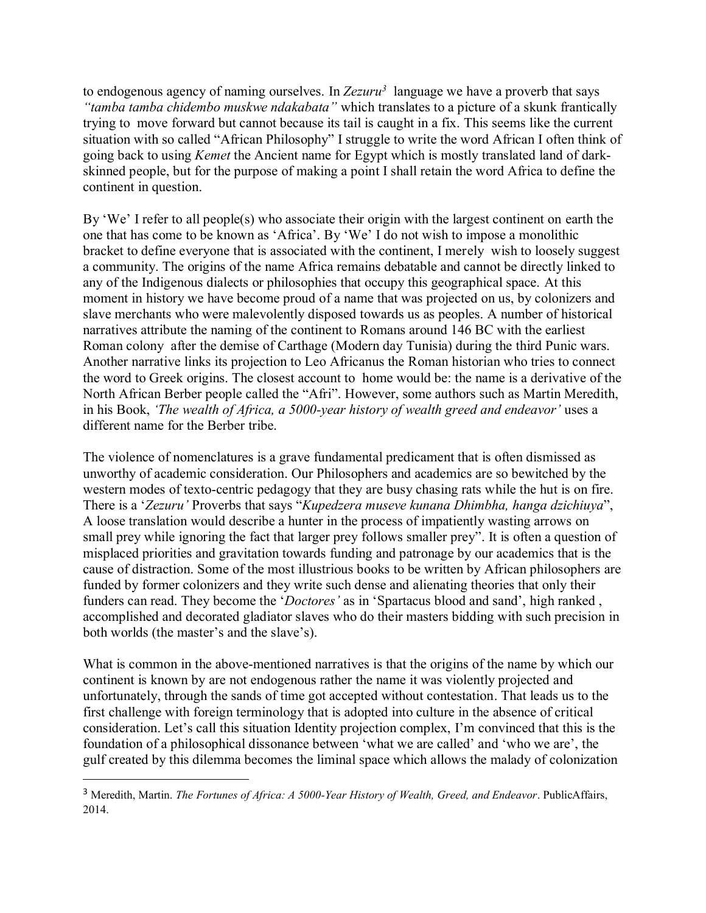to endogenous agency of naming ourselves. In *Zezuru*[3] language we have a proverb that says *"tamba tamba chidembo muskwe ndakabata"* which translates to a picture of a skunk frantically trying to move forward but cannot because its tail is caught in a fix. This seems like the current situation with so called "African Philosophy" I struggle to write the word African I often think of going back to using *Kemet* the Ancient name for Egypt which is mostly translated land of dark-skinned people, but for the purpose of making a point I shall retain the word Africa to define the continent in question.

By 'We' I refer to all people(s) who associate their origin with the largest continent on earth the one that has come to be known as 'Africa'. By 'We' I do not wish to impose a monolithic bracket to define everyone that is associated with the continent, I merely wish to loosely suggest a community. The origins of the name Africa remains debatable and cannot be directly linked to any of the Indigenous dialects or philosophies that occupy this geographical space. At this moment in history we have become proud of a name that was projected on us, by colonizers and slave merchants who were malevolently disposed towards us as peoples. A number of historical narratives attribute the naming of the continent to Romans around 146 BC with the earliest Roman colony after the demise of Carthage (Modern day Tunisia) during the third Punic wars. Another narrative links its projection to Leo Africanus the Roman historian who tries to connect the word to Greek origins. The closest account to home would be: the name is a derivative of the North African Berber people called the "Afri". However, some authors such as Martin Meredith, in his Book, *'The wealth of Africa, a 5000-year history of wealth greed and endeavor'* uses a different name for the Berber tribe.

The violence of nomenclatures is a grave fundamental predicament that is often dismissed as unworthy of academic consideration. Our Philosophers and academics are so bewitched by the western modes of texto-centric pedagogy that they are busy chasing rats while the hut is on fire. There is a '*Zezuru'* Proverbs that says "*Kupedzera museve kunana Dhimbha, hanga dzichiuya*", A loose translation would describe a hunter in the process of impatiently wasting arrows on small prey while ignoring the fact that larger prey follows smaller prey". It is often a question of misplaced priorities and gravitation towards funding and patronage by our academics that is the cause of distraction. Some of the most illustrious books to be written by African philosophers are funded by former colonizers and they write such dense and alienating theories that only their funders can read. They become the '*Doctores'* as in 'Spartacus blood and sand', high ranked , accomplished and decorated gladiator slaves who do their masters bidding with such precision in both worlds (the master's and the slave's).

What is common in the above-mentioned narratives is that the origins of the name by which our continent is known by are not endogenous rather the name it was violently projected and unfortunately, through the sands of time got accepted without contestation. That leads us to the first challenge with foreign terminology that is adopted into culture in the absence of critical consideration. Let's call this situation Identity projection complex, I'm convinced that this is the foundation of a philosophical dissonance between 'what we are called' and 'who we are', the gulf created by this dilemma becomes the liminal space which allows the malady of colonization

---

[3] Meredith, Martin. *The Fortunes of Africa: A 5000-Year History of Wealth, Greed, and Endeavor*. PublicAffairs, 2014.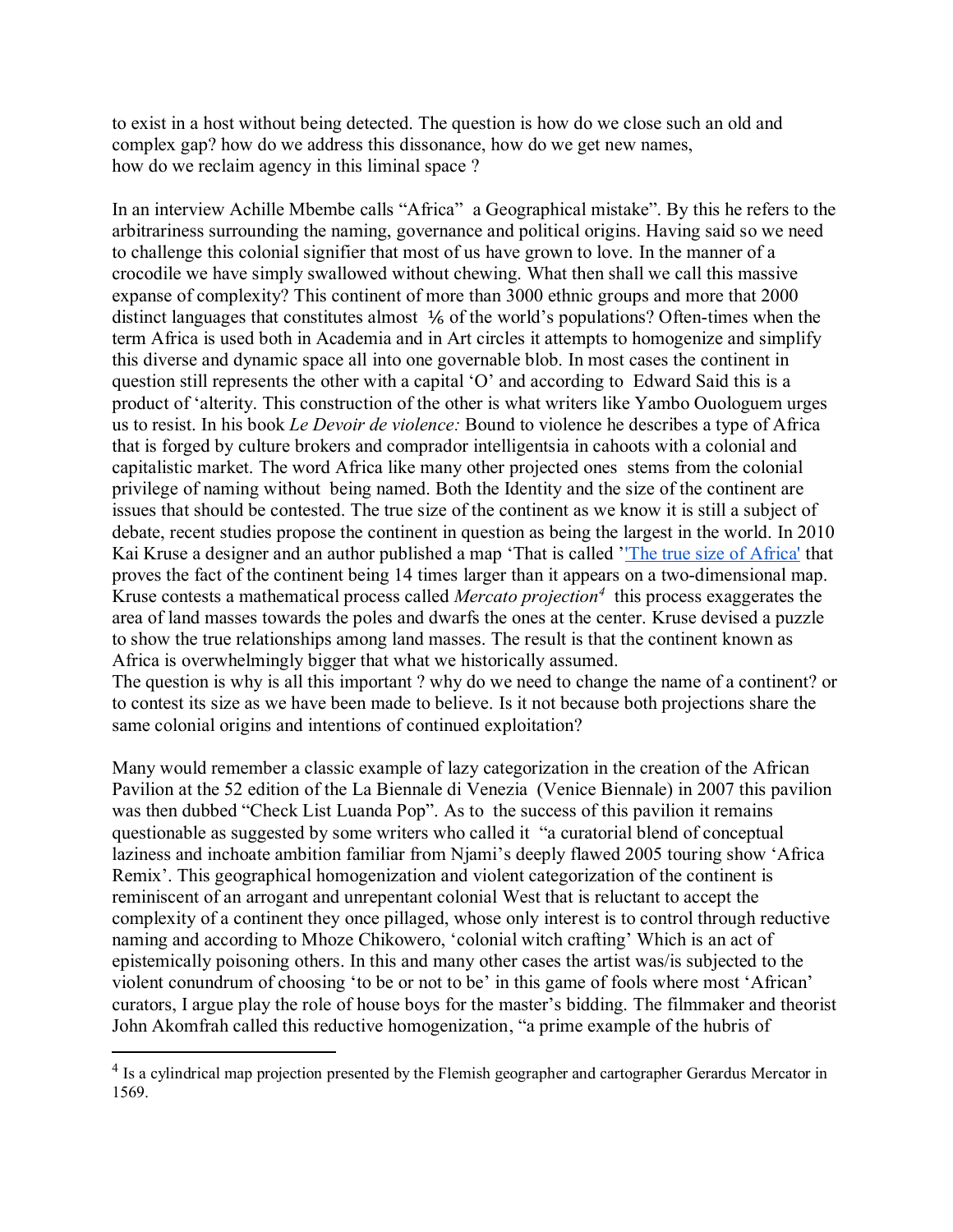to exist in a host without being detected. The question is how do we close such an old and complex gap? how do we address this dissonance, how do we get new names, how do we reclaim agency in this liminal space ?

In an interview Achille Mbembe calls "Africa" a Geographical mistake". By this he refers to the arbitrariness surrounding the naming, governance and political origins. Having said so we need to challenge this colonial signifier that most of us have grown to love. In the manner of a crocodile we have simply swallowed without chewing. What then shall we call this massive expanse of complexity? This continent of more than 3000 ethnic groups and more that 2000 distinct languages that constitutes almost ⅙ of the world's populations? Often-times when the term Africa is used both in Academia and in Art circles it attempts to homogenize and simplify this diverse and dynamic space all into one governable blob. In most cases the continent in question still represents the other with a capital 'O' and according to Edward Said this is a product of 'alterity. This construction of the other is what writers like Yambo Ouologuem urges us to resist. In his book *Le Devoir de violence:* Bound to violence he describes a type of Africa that is forged by culture brokers and comprador intelligentsia in cahoots with a colonial and capitalistic market. The word Africa like many other projected ones stems from the colonial privilege of naming without being named. Both the Identity and the size of the continent are issues that should be contested. The true size of the continent as we know it is still a subject of debate, recent studies propose the continent in question as being the largest in the world. In 2010 Kai Kruse a designer and an author published a map 'That is called ''The true size of Africa' that proves the fact of the continent being 14 times larger than it appears on a two-dimensional map. Kruse contests a mathematical process called *Mercato projection*[4] this process exaggerates the area of land masses towards the poles and dwarfs the ones at the center. Kruse devised a puzzle to show the true relationships among land masses. The result is that the continent known as Africa is overwhelmingly bigger that what we historically assumed.
The question is why is all this important ? why do we need to change the name of a continent? or to contest its size as we have been made to believe. Is it not because both projections share the same colonial origins and intentions of continued exploitation?

Many would remember a classic example of lazy categorization in the creation of the African Pavilion at the 52 edition of the La Biennale di Venezia (Venice Biennale) in 2007 this pavilion was then dubbed "Check List Luanda Pop". As to the success of this pavilion it remains questionable as suggested by some writers who called it "a curatorial blend of conceptual laziness and inchoate ambition familiar from Njami's deeply flawed 2005 touring show 'Africa Remix'. This geographical homogenization and violent categorization of the continent is reminiscent of an arrogant and unrepentant colonial West that is reluctant to accept the complexity of a continent they once pillaged, whose only interest is to control through reductive naming and according to Mhoze Chikowero, 'colonial witch crafting' Which is an act of epistemically poisoning others. In this and many other cases the artist was/is subjected to the violent conundrum of choosing 'to be or not to be' in this game of fools where most 'African' curators, I argue play the role of house boys for the master's bidding. The filmmaker and theorist John Akomfrah called this reductive homogenization, "a prime example of the hubris of

[4] Is a cylindrical map projection presented by the Flemish geographer and cartographer Gerardus Mercator in 1569.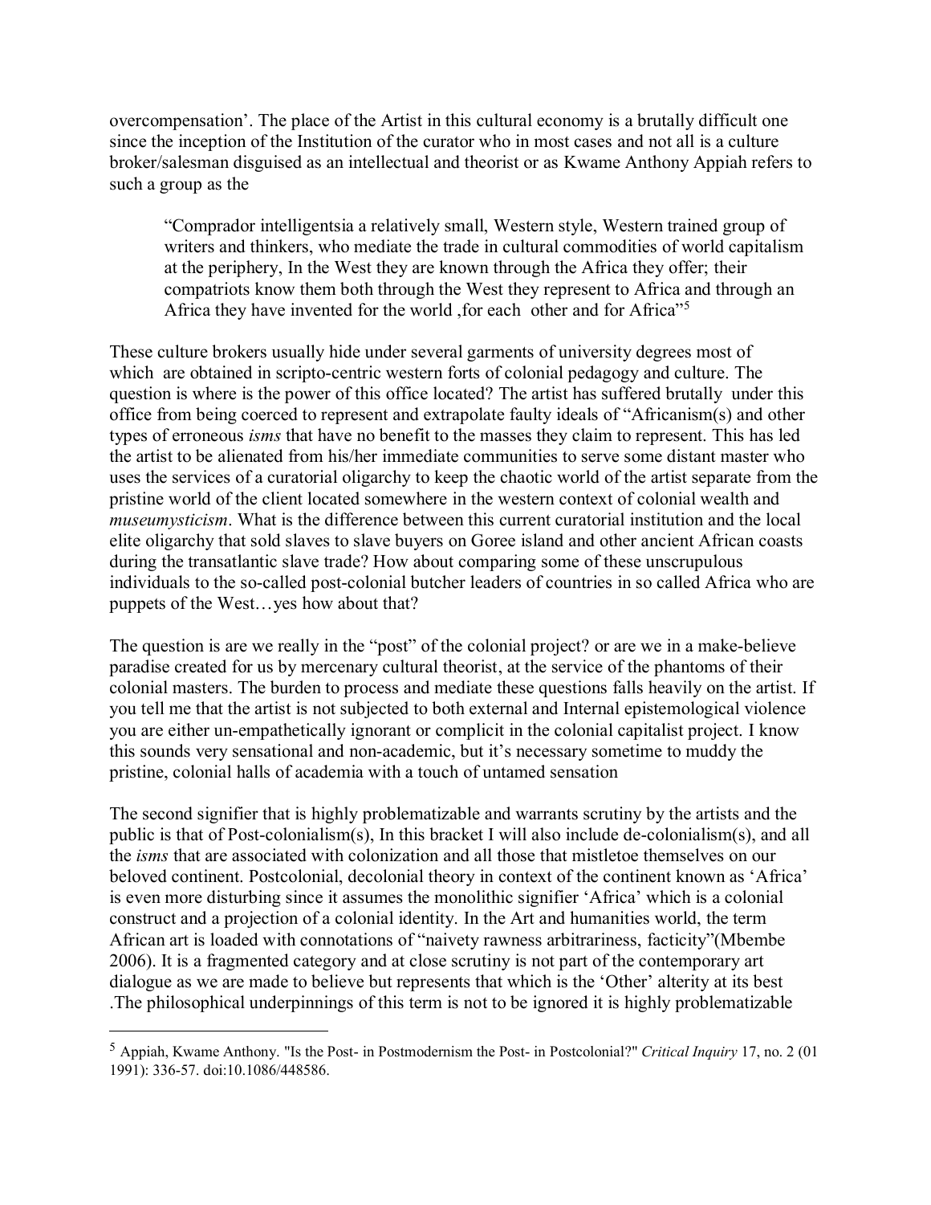overcompensation'. The place of the Artist in this cultural economy is a brutally difficult one since the inception of the Institution of the curator who in most cases and not all is a culture broker/salesman disguised as an intellectual and theorist or as Kwame Anthony Appiah refers to such a group as the

> "Comprador intelligentsia a relatively small, Western style, Western trained group of writers and thinkers, who mediate the trade in cultural commodities of world capitalism at the periphery, In the West they are known through the Africa they offer; their compatriots know them both through the West they represent to Africa and through an Africa they have invented for the world ,for each other and for Africa"[5]

These culture brokers usually hide under several garments of university degrees most of which are obtained in scripto-centric western forts of colonial pedagogy and culture. The question is where is the power of this office located? The artist has suffered brutally under this office from being coerced to represent and extrapolate faulty ideals of "Africanism(s) and other types of erroneous *isms* that have no benefit to the masses they claim to represent. This has led the artist to be alienated from his/her immediate communities to serve some distant master who uses the services of a curatorial oligarchy to keep the chaotic world of the artist separate from the pristine world of the client located somewhere in the western context of colonial wealth and *museumysticism*. What is the difference between this current curatorial institution and the local elite oligarchy that sold slaves to slave buyers on Goree island and other ancient African coasts during the transatlantic slave trade? How about comparing some of these unscrupulous individuals to the so-called post-colonial butcher leaders of countries in so called Africa who are puppets of the West…yes how about that?

The question is are we really in the "post" of the colonial project? or are we in a make-believe paradise created for us by mercenary cultural theorist, at the service of the phantoms of their colonial masters. The burden to process and mediate these questions falls heavily on the artist. If you tell me that the artist is not subjected to both external and Internal epistemological violence you are either un-empathetically ignorant or complicit in the colonial capitalist project. I know this sounds very sensational and non-academic, but it's necessary sometime to muddy the pristine, colonial halls of academia with a touch of untamed sensation

The second signifier that is highly problematizable and warrants scrutiny by the artists and the public is that of Post-colonialism(s), In this bracket I will also include de-colonialism(s), and all the *isms* that are associated with colonization and all those that mistletoe themselves on our beloved continent. Postcolonial, decolonial theory in context of the continent known as 'Africa' is even more disturbing since it assumes the monolithic signifier 'Africa' which is a colonial construct and a projection of a colonial identity. In the Art and humanities world, the term African art is loaded with connotations of "naivety rawness arbitrariness, facticity"(Mbembe 2006). It is a fragmented category and at close scrutiny is not part of the contemporary art dialogue as we are made to believe but represents that which is the 'Other' alterity at its best .The philosophical underpinnings of this term is not to be ignored it is highly problematizable

---

[5] Appiah, Kwame Anthony. "Is the Post- in Postmodernism the Post- in Postcolonial?" *Critical Inquiry* 17, no. 2 (01 1991): 336-57. doi:10.1086/448586.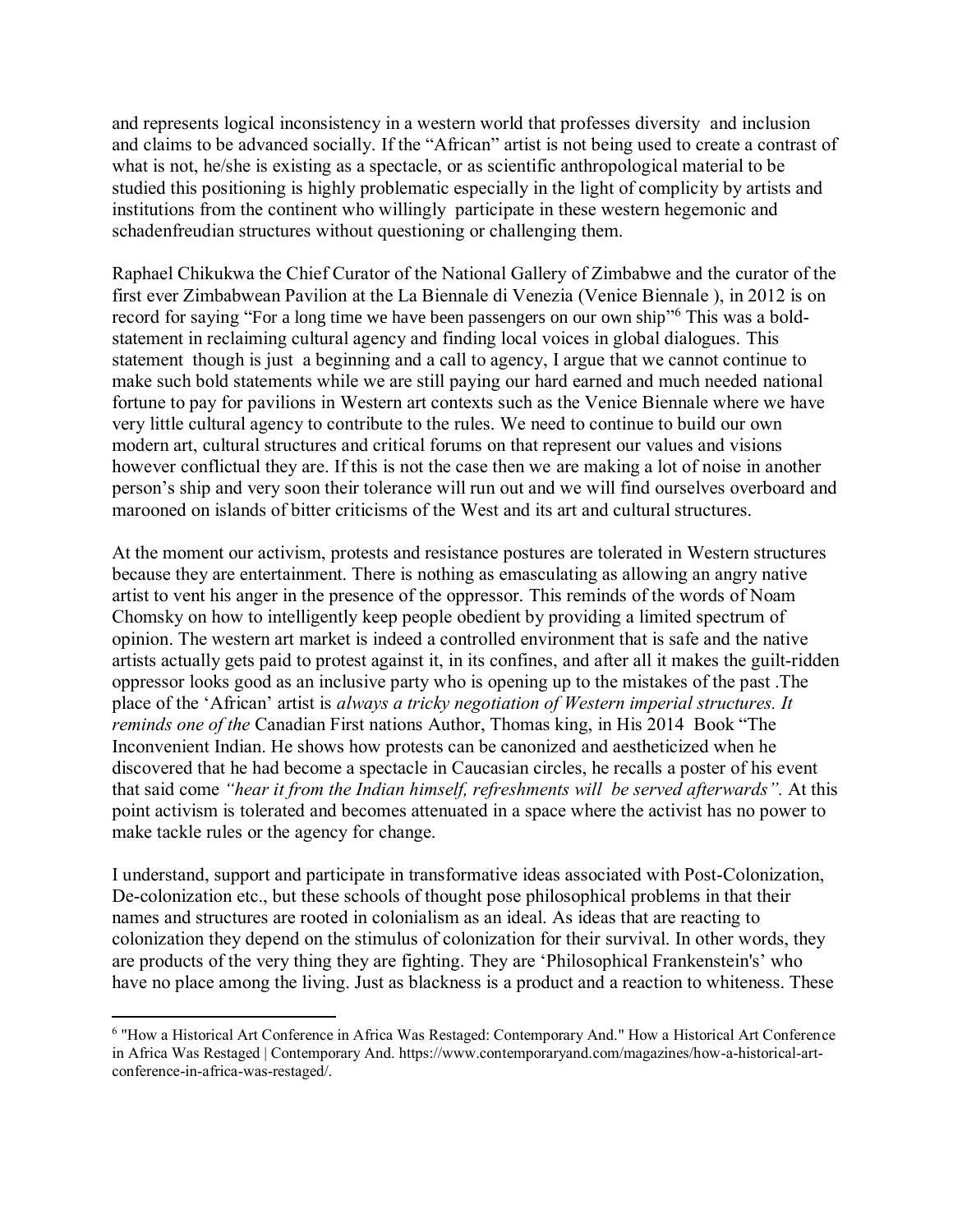and represents logical inconsistency in a western world that professes diversity and inclusion and claims to be advanced socially. If the "African" artist is not being used to create a contrast of what is not, he/she is existing as a spectacle, or as scientific anthropological material to be studied this positioning is highly problematic especially in the light of complicity by artists and institutions from the continent who willingly participate in these western hegemonic and schadenfreudian structures without questioning or challenging them.

Raphael Chikukwa the Chief Curator of the National Gallery of Zimbabwe and the curator of the first ever Zimbabwean Pavilion at the La Biennale di Venezia (Venice Biennale ), in 2012 is on record for saying "For a long time we have been passengers on our own ship"[6] This was a bold-statement in reclaiming cultural agency and finding local voices in global dialogues. This statement though is just a beginning and a call to agency, I argue that we cannot continue to make such bold statements while we are still paying our hard earned and much needed national fortune to pay for pavilions in Western art contexts such as the Venice Biennale where we have very little cultural agency to contribute to the rules. We need to continue to build our own modern art, cultural structures and critical forums on that represent our values and visions however conflictual they are. If this is not the case then we are making a lot of noise in another person's ship and very soon their tolerance will run out and we will find ourselves overboard and marooned on islands of bitter criticisms of the West and its art and cultural structures.

At the moment our activism, protests and resistance postures are tolerated in Western structures because they are entertainment. There is nothing as emasculating as allowing an angry native artist to vent his anger in the presence of the oppressor. This reminds of the words of Noam Chomsky on how to intelligently keep people obedient by providing a limited spectrum of opinion. The western art market is indeed a controlled environment that is safe and the native artists actually gets paid to protest against it, in its confines, and after all it makes the guilt-ridden oppressor looks good as an inclusive party who is opening up to the mistakes of the past .The place of the 'African' artist is *always a tricky negotiation of Western imperial structures. It reminds one of the* Canadian First nations Author, Thomas king, in His 2014 Book "The Inconvenient Indian. He shows how protests can be canonized and aestheticized when he discovered that he had become a spectacle in Caucasian circles, he recalls a poster of his event that said come *"hear it from the Indian himself, refreshments will be served afterwards".* At this point activism is tolerated and becomes attenuated in a space where the activist has no power to make tackle rules or the agency for change.

I understand, support and participate in transformative ideas associated with Post-Colonization, De-colonization etc., but these schools of thought pose philosophical problems in that their names and structures are rooted in colonialism as an ideal. As ideas that are reacting to colonization they depend on the stimulus of colonization for their survival. In other words, they are products of the very thing they are fighting. They are 'Philosophical Frankenstein's' who have no place among the living. Just as blackness is a product and a reaction to whiteness. These

---

[6] "How a Historical Art Conference in Africa Was Restaged: Contemporary And." How a Historical Art Conference in Africa Was Restaged | Contemporary And. https://www.contemporaryand.com/magazines/how-a-historical-art-conference-in-africa-was-restaged/.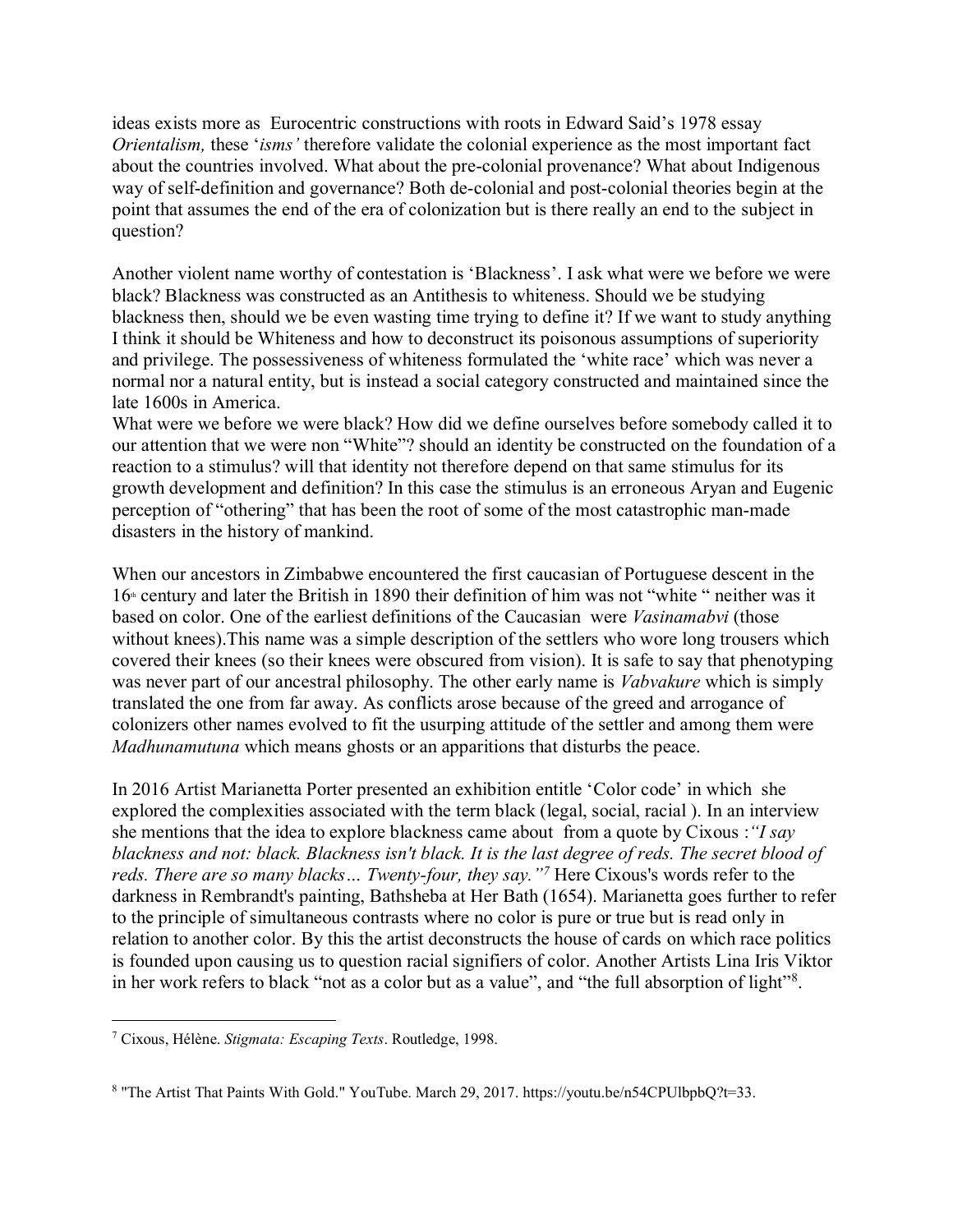ideas exists more as  Eurocentric constructions with roots in Edward Said's 1978 essay *Orientalism,* these '*isms'* therefore validate the colonial experience as the most important fact about the countries involved. What about the pre-colonial provenance? What about Indigenous way of self-definition and governance? Both de-colonial and post-colonial theories begin at the point that assumes the end of the era of colonization but is there really an end to the subject in question?

Another violent name worthy of contestation is 'Blackness'. I ask what were we before we were black? Blackness was constructed as an Antithesis to whiteness. Should we be studying blackness then, should we be even wasting time trying to define it? If we want to study anything I think it should be Whiteness and how to deconstruct its poisonous assumptions of superiority and privilege. The possessiveness of whiteness formulated the 'white race' which was never a normal nor a natural entity, but is instead a social category constructed and maintained since the late 1600s in America.
What were we before we were black? How did we define ourselves before somebody called it to our attention that we were non "White"? should an identity be constructed on the foundation of a reaction to a stimulus? will that identity not therefore depend on that same stimulus for its growth development and definition? In this case the stimulus is an erroneous Aryan and Eugenic perception of "othering" that has been the root of some of the most catastrophic man-made disasters in the history of mankind.

When our ancestors in Zimbabwe encountered the first caucasian of Portuguese descent in the 16th century and later the British in 1890 their definition of him was not "white " neither was it based on color. One of the earliest definitions of the Caucasian  were *Vasinamabvi* (those without knees).This name was a simple description of the settlers who wore long trousers which covered their knees (so their knees were obscured from vision). It is safe to say that phenotyping was never part of our ancestral philosophy. The other early name is *Vabvakure* which is simply translated the one from far away. As conflicts arose because of the greed and arrogance of colonizers other names evolved to fit the usurping attitude of the settler and among them were *Madhunamutuna* which means ghosts or an apparitions that disturbs the peace.

In 2016 Artist Marianetta Porter presented an exhibition entitle 'Color code' in which  she explored the complexities associated with the term black (legal, social, racial ). In an interview she mentions that the idea to explore blackness came about  from a quote by Cixous :*"I say blackness and not: black. Blackness isn't black. It is the last degree of reds. The secret blood of reds. There are so many blacks… Twenty-four, they say."*[7] Here Cixous's words refer to the darkness in Rembrandt's painting, Bathsheba at Her Bath (1654). Marianetta goes further to refer to the principle of simultaneous contrasts where no color is pure or true but is read only in relation to another color. By this the artist deconstructs the house of cards on which race politics is founded upon causing us to question racial signifiers of color. Another Artists Lina Iris Viktor in her work refers to black "not as a color but as a value", and "the full absorption of light"[8].

---

[7] Cixous, Hélène. *Stigmata: Escaping Texts*. Routledge, 1998.

[8] "The Artist That Paints With Gold." YouTube. March 29, 2017. https://youtu.be/n54CPUlbpbQ?t=33.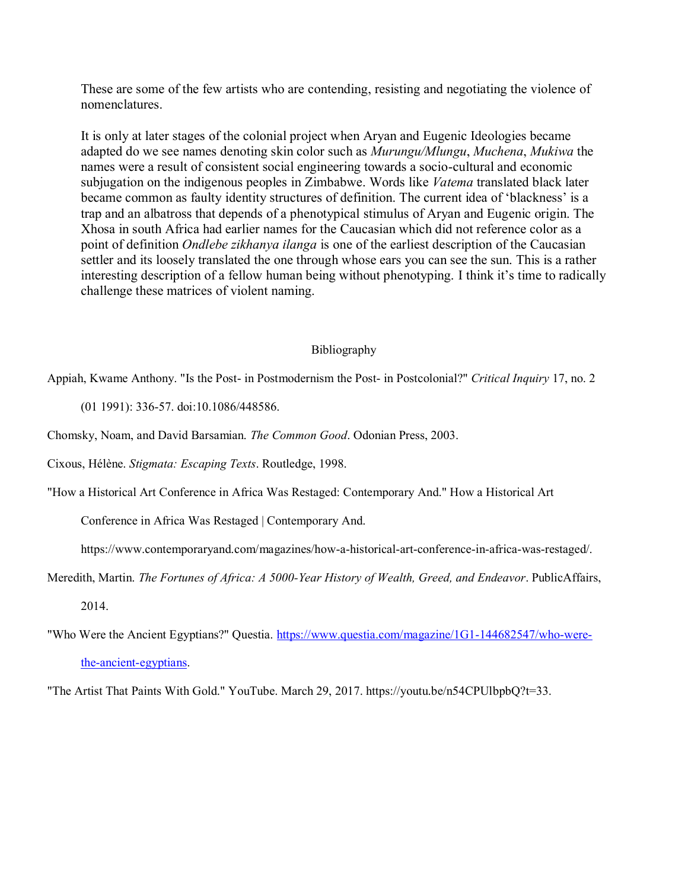These are some of the few artists who are contending, resisting and negotiating the violence of nomenclatures.

It is only at later stages of the colonial project when Aryan and Eugenic Ideologies became adapted do we see names denoting skin color such as *Murungu/Mlungu*, *Muchena*, *Mukiwa* the names were a result of consistent social engineering towards a socio-cultural and economic subjugation on the indigenous peoples in Zimbabwe. Words like *Vatema* translated black later became common as faulty identity structures of definition. The current idea of 'blackness' is a trap and an albatross that depends of a phenotypical stimulus of Aryan and Eugenic origin. The Xhosa in south Africa had earlier names for the Caucasian which did not reference color as a point of definition *Ondlebe zikhanya ilanga* is one of the earliest description of the Caucasian settler and its loosely translated the one through whose ears you can see the sun. This is a rather interesting description of a fellow human being without phenotyping. I think it's time to radically challenge these matrices of violent naming.

## Bibliography

Appiah, Kwame Anthony. "Is the Post- in Postmodernism the Post- in Postcolonial?" *Critical Inquiry* 17, no. 2 (01 1991): 336-57. doi:10.1086/448586.

Chomsky, Noam, and David Barsamian. *The Common Good*. Odonian Press, 2003.

Cixous, Hélène. *Stigmata: Escaping Texts*. Routledge, 1998.

"How a Historical Art Conference in Africa Was Restaged: Contemporary And." How a Historical Art Conference in Africa Was Restaged | Contemporary And. https://www.contemporaryand.com/magazines/how-a-historical-art-conference-in-africa-was-restaged/.

Meredith, Martin. *The Fortunes of Africa: A 5000-Year History of Wealth, Greed, and Endeavor*. PublicAffairs, 2014.

"Who Were the Ancient Egyptians?" Questia. https://www.questia.com/magazine/1G1-144682547/who-were-the-ancient-egyptians.

"The Artist That Paints With Gold." YouTube. March 29, 2017. https://youtu.be/n54CPUlbpbQ?t=33.